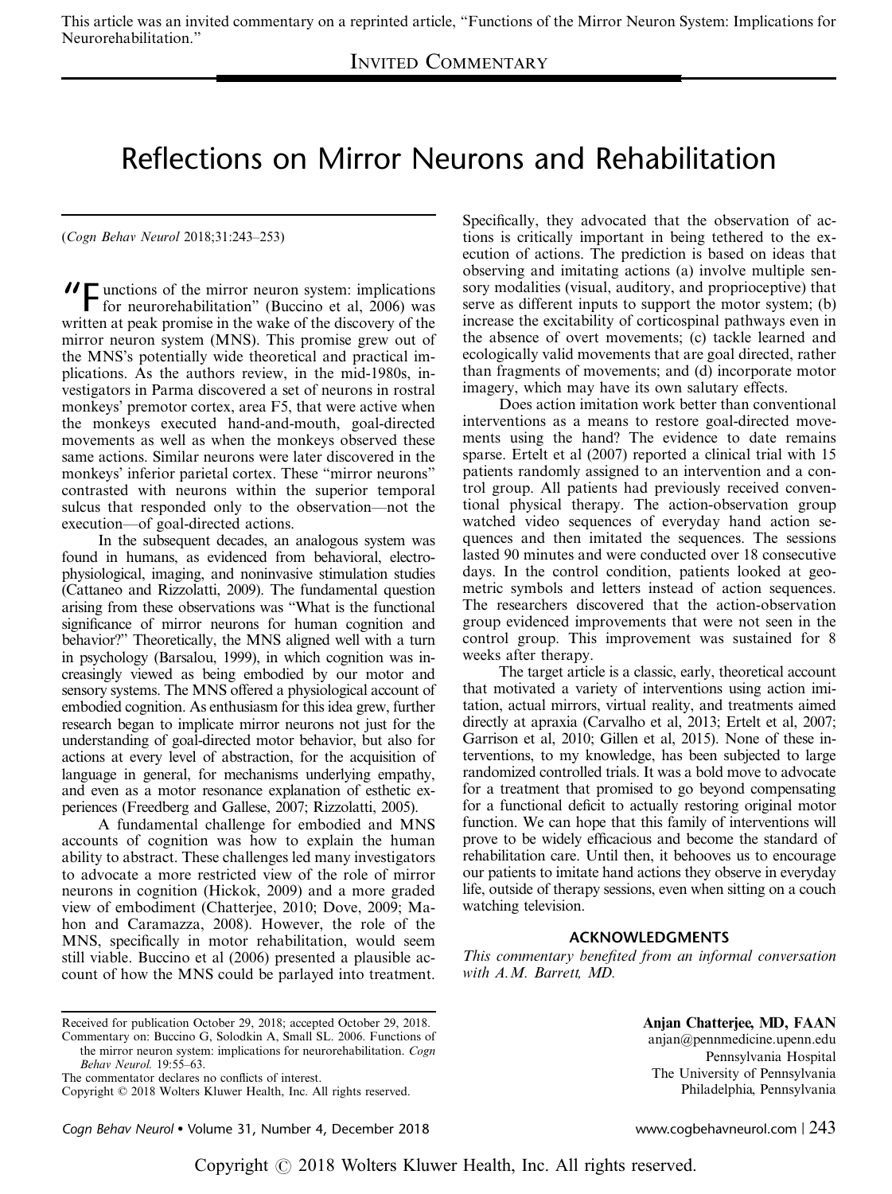This article was an invited commentary on a reprinted article, "Functions of the Mirror Neuron System: Implications for Neurorehabilitation."

INVITED COMMENTARY

# Reflections on Mirror Neurons and Rehabilitation

(*Cogn Behav Neurol* 2018;31:243–253)

"Functions of the mirror neuron system: implications for neurorehabilitation" (Buccino et al, 2006) was written at peak promise in the wake of the discovery of the mirror neuron system (MNS). This promise grew out of the MNS's potentially wide theoretical and practical implications. As the authors review, in the mid-1980s, investigators in Parma discovered a set of neurons in rostral monkeys' premotor cortex, area F5, that were active when the monkeys executed hand-and-mouth, goal-directed movements as well as when the monkeys observed these same actions. Similar neurons were later discovered in the monkeys' inferior parietal cortex. These "mirror neurons" contrasted with neurons within the superior temporal sulcus that responded only to the observation—not the execution—of goal-directed actions.

In the subsequent decades, an analogous system was found in humans, as evidenced from behavioral, electrophysiological, imaging, and noninvasive stimulation studies (Cattaneo and Rizzolatti, 2009). The fundamental question arising from these observations was "What is the functional significance of mirror neurons for human cognition and behavior?" Theoretically, the MNS aligned well with a turn in psychology (Barsalou, 1999), in which cognition was increasingly viewed as being embodied by our motor and sensory systems. The MNS offered a physiological account of embodied cognition. As enthusiasm for this idea grew, further research began to implicate mirror neurons not just for the understanding of goal-directed motor behavior, but also for actions at every level of abstraction, for the acquisition of language in general, for mechanisms underlying empathy, and even as a motor resonance explanation of esthetic experiences (Freedberg and Gallese, 2007; Rizzolatti, 2005).

A fundamental challenge for embodied and MNS accounts of cognition was how to explain the human ability to abstract. These challenges led many investigators to advocate a more restricted view of the role of mirror neurons in cognition (Hickok, 2009) and a more graded view of embodiment (Chatterjee, 2010; Dove, 2009; Mahon and Caramazza, 2008). However, the role of the MNS, specifically in motor rehabilitation, would seem still viable. Buccino et al (2006) presented a plausible account of how the MNS could be parlayed into treatment. Specifically, they advocated that the observation of actions is critically important in being tethered to the execution of actions. The prediction is based on ideas that observing and imitating actions (a) involve multiple sensory modalities (visual, auditory, and proprioceptive) that serve as different inputs to support the motor system; (b) increase the excitability of corticospinal pathways even in the absence of overt movements; (c) tackle learned and ecologically valid movements that are goal directed, rather than fragments of movements; and (d) incorporate motor imagery, which may have its own salutary effects.

Does action imitation work better than conventional interventions as a means to restore goal-directed movements using the hand? The evidence to date remains sparse. Ertelt et al (2007) reported a clinical trial with 15 patients randomly assigned to an intervention and a control group. All patients had previously received conventional physical therapy. The action-observation group watched video sequences of everyday hand action sequences and then imitated the sequences. The sessions lasted 90 minutes and were conducted over 18 consecutive days. In the control condition, patients looked at geometric symbols and letters instead of action sequences. The researchers discovered that the action-observation group evidenced improvements that were not seen in the control group. This improvement was sustained for 8 weeks after therapy.

The target article is a classic, early, theoretical account that motivated a variety of interventions using action imitation, actual mirrors, virtual reality, and treatments aimed directly at apraxia (Carvalho et al, 2013; Ertelt et al, 2007; Garrison et al, 2010; Gillen et al, 2015). None of these interventions, to my knowledge, has been subjected to large randomized controlled trials. It was a bold move to advocate for a treatment that promised to go beyond compensating for a functional deficit to actually restoring original motor function. We can hope that this family of interventions will prove to be widely efficacious and become the standard of rehabilitation care. Until then, it behooves us to encourage our patients to imitate hand actions they observe in everyday life, outside of therapy sessions, even when sitting on a couch watching television.

## ACKNOWLEDGMENTS

*This commentary benefited from an informal conversation with A.M. Barrett, MD.*

**Anjan Chatterjee, MD, FAAN**
anjan@pennmedicine.upenn.edu
Pennsylvania Hospital
The University of Pennsylvania
Philadelphia, Pennsylvania

Received for publication October 29, 2018; accepted October 29, 2018.
Commentary on: Buccino G, Solodkin A, Small SL. 2006. Functions of the mirror neuron system: implications for neurorehabilitation. *Cogn Behav Neurol.* 19:55–63.
The commentator declares no conflicts of interest.
Copyright © 2018 Wolters Kluwer Health, Inc. All rights reserved.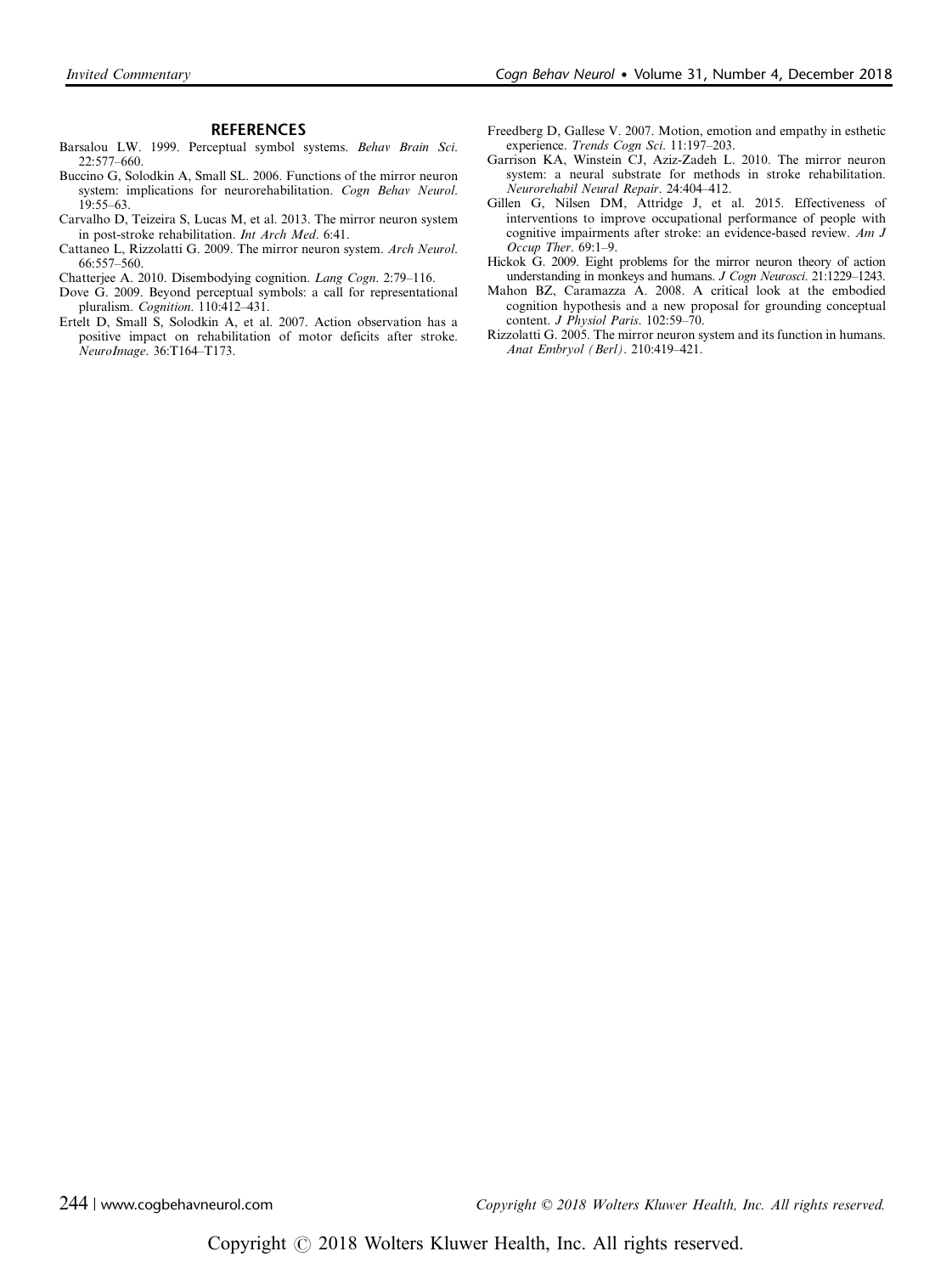## REFERENCES

Barsalou LW. 1999. Perceptual symbol systems. *Behav Brain Sci*. 22:577–660.

Buccino G, Solodkin A, Small SL. 2006. Functions of the mirror neuron system: implications for neurorehabilitation. *Cogn Behav Neurol*. 19:55–63.

Carvalho D, Teizeira S, Lucas M, et al. 2013. The mirror neuron system in post-stroke rehabilitation. *Int Arch Med*. 6:41.

Cattaneo L, Rizzolatti G. 2009. The mirror neuron system. *Arch Neurol*. 66:557–560.

Chatterjee A. 2010. Disembodying cognition. *Lang Cogn*. 2:79–116.

Dove G. 2009. Beyond perceptual symbols: a call for representational pluralism. *Cognition*. 110:412–431.

Ertelt D, Small S, Solodkin A, et al. 2007. Action observation has a positive impact on rehabilitation of motor deficits after stroke. *NeuroImage*. 36:T164–T173.

Freedberg D, Gallese V. 2007. Motion, emotion and empathy in esthetic experience. *Trends Cogn Sci*. 11:197–203.

Garrison KA, Winstein CJ, Aziz-Zadeh L. 2010. The mirror neuron system: a neural substrate for methods in stroke rehabilitation. *Neurorehabil Neural Repair*. 24:404–412.

Gillen G, Nilsen DM, Attridge J, et al. 2015. Effectiveness of interventions to improve occupational performance of people with cognitive impairments after stroke: an evidence-based review. *Am J Occup Ther*. 69:1–9.

Hickok G. 2009. Eight problems for the mirror neuron theory of action understanding in monkeys and humans. *J Cogn Neurosci*. 21:1229–1243.

Mahon BZ, Caramazza A. 2008. A critical look at the embodied cognition hypothesis and a new proposal for grounding conceptual content. *J Physiol Paris*. 102:59–70.

Rizzolatti G. 2005. The mirror neuron system and its function in humans. *Anat Embryol (Berl)*. 210:419–421.